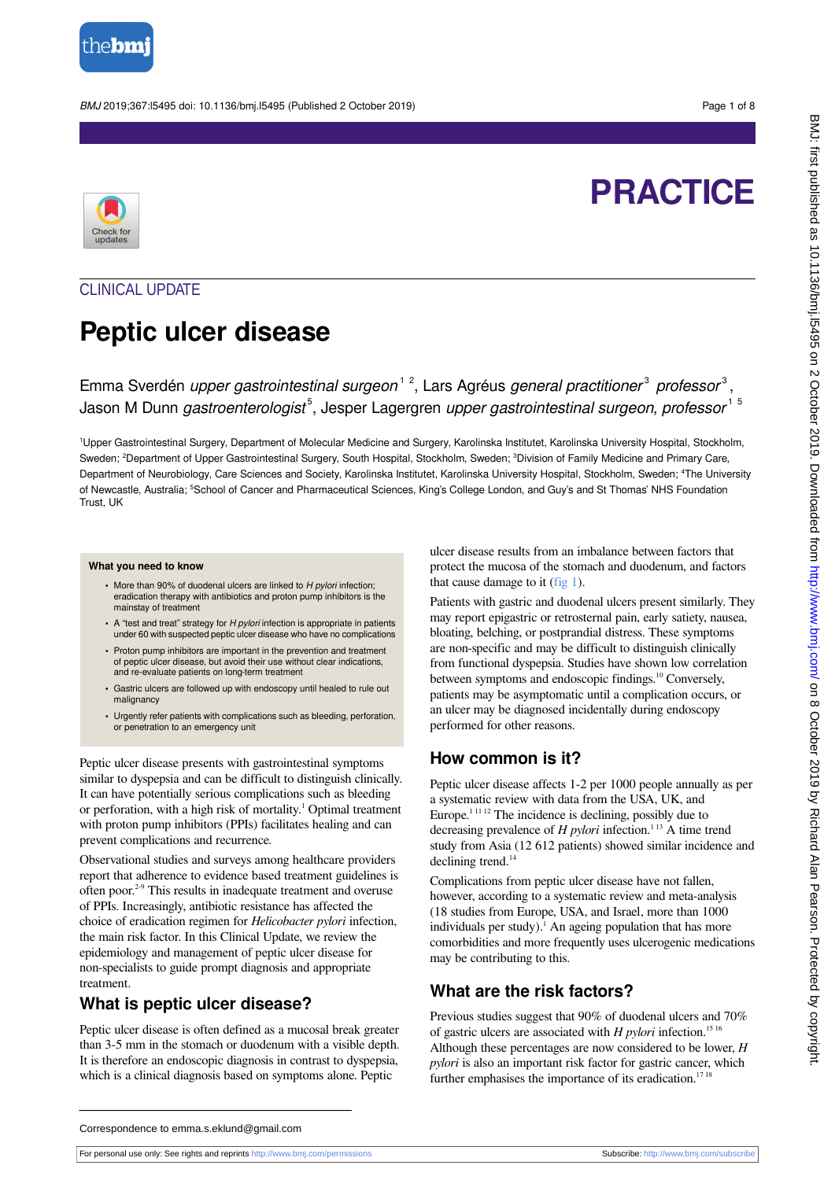PRACTICE

CLINICAL UPDATE

# Peptic ulcer disease

Emma Sverdén *upper gastrointestinal surgeon*[1,2], Lars Agréus *general practitioner*[3] *professor*[3], Jason M Dunn *gastroenterologist*[5], Jesper Lagergren *upper gastrointestinal surgeon, professor*[1,5]

[1]Upper Gastrointestinal Surgery, Department of Molecular Medicine and Surgery, Karolinska Institutet, Karolinska University Hospital, Stockholm, Sweden; [2]Department of Upper Gastrointestinal Surgery, South Hospital, Stockholm, Sweden; [3]Division of Family Medicine and Primary Care, Department of Neurobiology, Care Sciences and Society, Karolinska Institutet, Karolinska University Hospital, Stockholm, Sweden; [4]The University of Newcastle, Australia; [5]School of Cancer and Pharmaceutical Sciences, King's College London, and Guy's and St Thomas' NHS Foundation Trust, UK

**What you need to know**

- More than 90% of duodenal ulcers are linked to *H pylori* infection; eradication therapy with antibiotics and proton pump inhibitors is the mainstay of treatment
- A "test and treat" strategy for *H pylori* infection is appropriate in patients under 60 with suspected peptic ulcer disease who have no complications
- Proton pump inhibitors are important in the prevention and treatment of peptic ulcer disease, but avoid their use without clear indications, and re-evaluate patients on long-term treatment
- Gastric ulcers are followed up with endoscopy until healed to rule out malignancy
- Urgently refer patients with complications such as bleeding, perforation, or penetration to an emergency unit

Peptic ulcer disease presents with gastrointestinal symptoms similar to dyspepsia and can be difficult to distinguish clinically. It can have potentially serious complications such as bleeding or perforation, with a high risk of mortality.[1] Optimal treatment with proton pump inhibitors (PPIs) facilitates healing and can prevent complications and recurrence.

Observational studies and surveys among healthcare providers report that adherence to evidence based treatment guidelines is often poor.[2-9] This results in inadequate treatment and overuse of PPIs. Increasingly, antibiotic resistance has affected the choice of eradication regimen for *Helicobacter pylori* infection, the main risk factor. In this Clinical Update, we review the epidemiology and management of peptic ulcer disease for non-specialists to guide prompt diagnosis and appropriate treatment.

## What is peptic ulcer disease?

Peptic ulcer disease is often defined as a mucosal break greater than 3-5 mm in the stomach or duodenum with a visible depth. It is therefore an endoscopic diagnosis in contrast to dyspepsia, which is a clinical diagnosis based on symptoms alone. Peptic ulcer disease results from an imbalance between factors that protect the mucosa of the stomach and duodenum, and factors that cause damage to it (fig 1).

Patients with gastric and duodenal ulcers present similarly. They may report epigastric or retrosternal pain, early satiety, nausea, bloating, belching, or postprandial distress. These symptoms are non-specific and may be difficult to distinguish clinically from functional dyspepsia. Studies have shown low correlation between symptoms and endoscopic findings.[10] Conversely, patients may be asymptomatic until a complication occurs, or an ulcer may be diagnosed incidentally during endoscopy performed for other reasons.

## How common is it?

Peptic ulcer disease affects 1-2 per 1000 people annually as per a systematic review with data from the USA, UK, and Europe.[1,11,12] The incidence is declining, possibly due to decreasing prevalence of *H pylori* infection.[1,13] A time trend study from Asia (12 612 patients) showed similar incidence and declining trend.[14]

Complications from peptic ulcer disease have not fallen, however, according to a systematic review and meta-analysis (18 studies from Europe, USA, and Israel, more than 1000 individuals per study).[1] An ageing population that has more comorbidities and more frequently uses ulcerogenic medications may be contributing to this.

## What are the risk factors?

Previous studies suggest that 90% of duodenal ulcers and 70% of gastric ulcers are associated with *H pylori* infection.[15,16] Although these percentages are now considered to be lower, *H pylori* is also an important risk factor for gastric cancer, which further emphasises the importance of its eradication.[17,18]

Correspondence to emma.s.eklund@gmail.com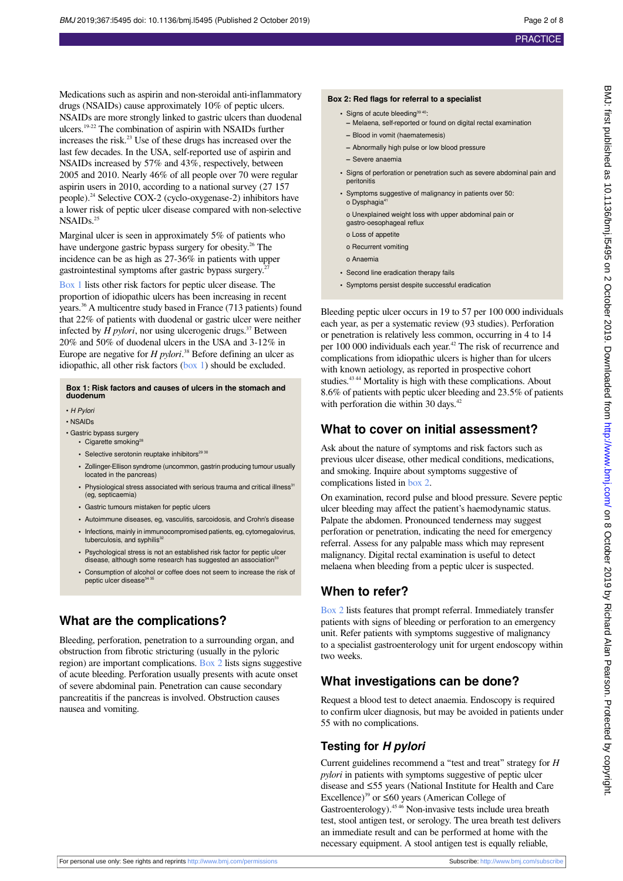Medications such as aspirin and non-steroidal anti-inflammatory drugs (NSAIDs) cause approximately 10% of peptic ulcers. NSAIDs are more strongly linked to gastric ulcers than duodenal ulcers.[19-22] The combination of aspirin with NSAIDs further increases the risk.[23] Use of these drugs has increased over the last few decades. In the USA, self-reported use of aspirin and NSAIDs increased by 57% and 43%, respectively, between 2005 and 2010. Nearly 46% of all people over 70 were regular aspirin users in 2010, according to a national survey (27 157 people).[24] Selective COX-2 (cyclo-oxygenase-2) inhibitors have a lower risk of peptic ulcer disease compared with non-selective NSAIDs.[25]

Marginal ulcer is seen in approximately 5% of patients who have undergone gastric bypass surgery for obesity.[26] The incidence can be as high as 27-36% in patients with upper gastrointestinal symptoms after gastric bypass surgery.[27]

Box 1 lists other risk factors for peptic ulcer disease. The proportion of idiopathic ulcers has been increasing in recent years.[36] A multicentre study based in France (713 patients) found that 22% of patients with duodenal or gastric ulcer were neither infected by *H pylori*, nor using ulcerogenic drugs.[37] Between 20% and 50% of duodenal ulcers in the USA and 3-12% in Europe are negative for *H pylori*.[38] Before defining an ulcer as idiopathic, all other risk factors (box 1) should be excluded.

**Box 1: Risk factors and causes of ulcers in the stomach and duodenum**

- *H Pylori*
- NSAIDs
- Gastric bypass surgery
- Cigarette smoking[28]
- Selective serotonin reuptake inhibitors[29 30]
- Zollinger-Ellison syndrome (uncommon, gastrin producing tumour usually located in the pancreas)
- Physiological stress associated with serious trauma and critical illness[31] (eg, septicaemia)
- Gastric tumours mistaken for peptic ulcers
- Autoimmune diseases, eg, vasculitis, sarcoidosis, and Crohn's disease
- Infections, mainly in immunocompromised patients, eg, cytomegalovirus, tuberculosis, and syphilis[32]
- Psychological stress is not an established risk factor for peptic ulcer disease, although some research has suggested an association[33]
- Consumption of alcohol or coffee does not seem to increase the risk of peptic ulcer disease[34 35]

## What are the complications?

Bleeding, perforation, penetration to a surrounding organ, and obstruction from fibrotic stricturing (usually in the pyloric region) are important complications. Box 2 lists signs suggestive of acute bleeding. Perforation usually presents with acute onset of severe abdominal pain. Penetration can cause secondary pancreatitis if the pancreas is involved. Obstruction causes nausea and vomiting.

**Box 2: Red flags for referral to a specialist**

- Signs of acute bleeding[39 40]:
  - Melaena, self-reported or found on digital rectal examination
  - Blood in vomit (haematemesis)
  - Abnormally high pulse or low blood pressure
  - Severe anaemia
- Signs of perforation or penetration such as severe abdominal pain and peritonitis
- Symptoms suggestive of malignancy in patients over 50:
  - Dysphagia[41]
  - Unexplained weight loss with upper abdominal pain or gastro-oesophageal reflux
  - Loss of appetite
  - Recurrent vomiting
  - Anaemia
- Second line eradication therapy fails
- Symptoms persist despite successful eradication

Bleeding peptic ulcer occurs in 19 to 57 per 100 000 individuals each year, as per a systematic review (93 studies). Perforation or penetration is relatively less common, occurring in 4 to 14 per 100 000 individuals each year.[42] The risk of recurrence and complications from idiopathic ulcers is higher than for ulcers with known aetiology, as reported in prospective cohort studies.[43 44] Mortality is high with these complications. About 8.6% of patients with peptic ulcer bleeding and 23.5% of patients with perforation die within 30 days.[42]

## What to cover on initial assessment?

Ask about the nature of symptoms and risk factors such as previous ulcer disease, other medical conditions, medications, and smoking. Inquire about symptoms suggestive of complications listed in box 2.

On examination, record pulse and blood pressure. Severe peptic ulcer bleeding may affect the patient's haemodynamic status. Palpate the abdomen. Pronounced tenderness may suggest perforation or penetration, indicating the need for emergency referral. Assess for any palpable mass which may represent malignancy. Digital rectal examination is useful to detect melaena when bleeding from a peptic ulcer is suspected.

## When to refer?

Box 2 lists features that prompt referral. Immediately transfer patients with signs of bleeding or perforation to an emergency unit. Refer patients with symptoms suggestive of malignancy to a specialist gastroenterology unit for urgent endoscopy within two weeks.

## What investigations can be done?

Request a blood test to detect anaemia. Endoscopy is required to confirm ulcer diagnosis, but may be avoided in patients under 55 with no complications.

### Testing for *H pylori*

Current guidelines recommend a "test and treat" strategy for *H pylori* in patients with symptoms suggestive of peptic ulcer disease and ≤55 years (National Institute for Health and Care Excellence)[39] or ≤60 years (American College of Gastroenterology).[45 46] Non-invasive tests include urea breath test, stool antigen test, or serology. The urea breath test delivers an immediate result and can be performed at home with the necessary equipment. A stool antigen test is equally reliable,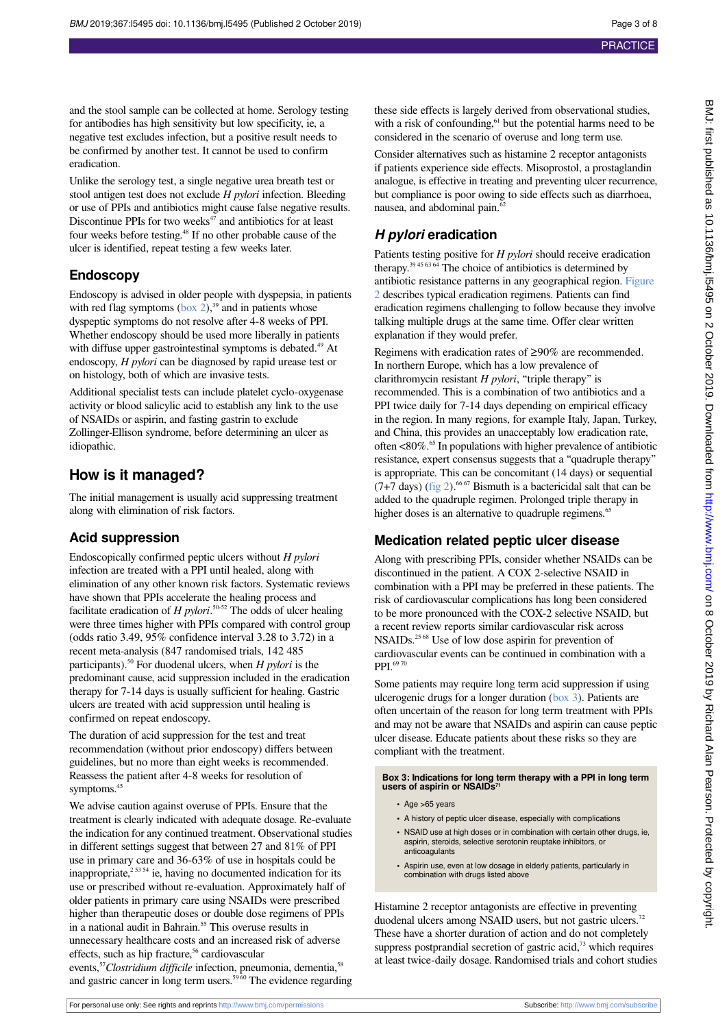and the stool sample can be collected at home. Serology testing for antibodies has high sensitivity but low specificity, ie, a negative test excludes infection, but a positive result needs to be confirmed by another test. It cannot be used to confirm eradication.

Unlike the serology test, a single negative urea breath test or stool antigen test does not exclude *H pylori* infection. Bleeding or use of PPIs and antibiotics might cause false negative results. Discontinue PPIs for two weeks[47] and antibiotics for at least four weeks before testing.[48] If no other probable cause of the ulcer is identified, repeat testing a few weeks later.

## Endoscopy

Endoscopy is advised in older people with dyspepsia, in patients with red flag symptoms (box 2),[39] and in patients whose dyspeptic symptoms do not resolve after 4-8 weeks of PPI. Whether endoscopy should be used more liberally in patients with diffuse upper gastrointestinal symptoms is debated.[49] At endoscopy, *H pylori* can be diagnosed by rapid urease test or on histology, both of which are invasive tests.

Additional specialist tests can include platelet cyclo-oxygenase activity or blood salicylic acid to establish any link to the use of NSAIDs or aspirin, and fasting gastrin to exclude Zollinger-Ellison syndrome, before determining an ulcer as idiopathic.

# How is it managed?

The initial management is usually acid suppressing treatment along with elimination of risk factors.

## Acid suppression

Endoscopically confirmed peptic ulcers without *H pylori* infection are treated with a PPI until healed, along with elimination of any other known risk factors. Systematic reviews have shown that PPIs accelerate the healing process and facilitate eradication of *H pylori*.[50-52] The odds of ulcer healing were three times higher with PPIs compared with control group (odds ratio 3.49, 95% confidence interval 3.28 to 3.72) in a recent meta-analysis (847 randomised trials, 142 485 participants).[50] For duodenal ulcers, when *H pylori* is the predominant cause, acid suppression included in the eradication therapy for 7-14 days is usually sufficient for healing. Gastric ulcers are treated with acid suppression until healing is confirmed on repeat endoscopy.

The duration of acid suppression for the test and treat recommendation (without prior endoscopy) differs between guidelines, but no more than eight weeks is recommended. Reassess the patient after 4-8 weeks for resolution of symptoms.[45]

We advise caution against overuse of PPIs. Ensure that the treatment is clearly indicated with adequate dosage. Re-evaluate the indication for any continued treatment. Observational studies in different settings suggest that between 27 and 81% of PPI use in primary care and 36-63% of use in hospitals could be inappropriate,[2,53,54] ie, having no documented indication for its use or prescribed without re-evaluation. Approximately half of older patients in primary care using NSAIDs were prescribed higher than therapeutic doses or double dose regimens of PPIs in a national audit in Bahrain.[55] This overuse results in unnecessary healthcare costs and an increased risk of adverse effects, such as hip fracture,[56] cardiovascular events,[57] *Clostridium difficile* infection, pneumonia, dementia,[58] and gastric cancer in long term users.[59,60] The evidence regarding these side effects is largely derived from observational studies, with a risk of confounding,[61] but the potential harms need to be considered in the scenario of overuse and long term use.

Consider alternatives such as histamine 2 receptor antagonists if patients experience side effects. Misoprostol, a prostaglandin analogue, is effective in treating and preventing ulcer recurrence, but compliance is poor owing to side effects such as diarrhoea, nausea, and abdominal pain.[62]

## *H pylori* eradication

Patients testing positive for *H pylori* should receive eradication therapy.[39,45,63,64] The choice of antibiotics is determined by antibiotic resistance patterns in any geographical region. Figure 2 describes typical eradication regimens. Patients can find eradication regimens challenging to follow because they involve talking multiple drugs at the same time. Offer clear written explanation if they would prefer.

Regimens with eradication rates of ≥90% are recommended. In northern Europe, which has a low prevalence of clarithromycin resistant *H pylori*, "triple therapy" is recommended. This is a combination of two antibiotics and a PPI twice daily for 7-14 days depending on empirical efficacy in the region. In many regions, for example Italy, Japan, Turkey, and China, this provides an unacceptably low eradication rate, often <80%.[65] In populations with higher prevalence of antibiotic resistance, expert consensus suggests that a "quadruple therapy" is appropriate. This can be concomitant (14 days) or sequential (7+7 days) (fig 2).[66,67] Bismuth is a bactericidal salt that can be added to the quadruple regimen. Prolonged triple therapy in higher doses is an alternative to quadruple regimens.[65]

## Medication related peptic ulcer disease

Along with prescribing PPIs, consider whether NSAIDs can be discontinued in the patient. A COX 2-selective NSAID in combination with a PPI may be preferred in these patients. The risk of cardiovascular complications has long been considered to be more pronounced with the COX-2 selective NSAID, but a recent review reports similar cardiovascular risk across NSAIDs.[25,68] Use of low dose aspirin for prevention of cardiovascular events can be continued in combination with a PPI.[69,70]

Some patients may require long term acid suppression if using ulcerogenic drugs for a longer duration (box 3). Patients are often uncertain of the reason for long term treatment with PPIs and may not be aware that NSAIDs and aspirin can cause peptic ulcer disease. Educate patients about these risks so they are compliant with the treatment.

**Box 3: Indications for long term therapy with a PPI in long term users of aspirin or NSAIDs[71]**

- Age >65 years
- A history of peptic ulcer disease, especially with complications
- NSAID use at high doses or in combination with certain other drugs, ie, aspirin, steroids, selective serotonin reuptake inhibitors, or anticoagulants
- Aspirin use, even at low dosage in elderly patients, particularly in combination with drugs listed above

Histamine 2 receptor antagonists are effective in preventing duodenal ulcers among NSAID users, but not gastric ulcers.[72] These have a shorter duration of action and do not completely suppress postprandial secretion of gastric acid,[73] which requires at least twice-daily dosage. Randomised trials and cohort studies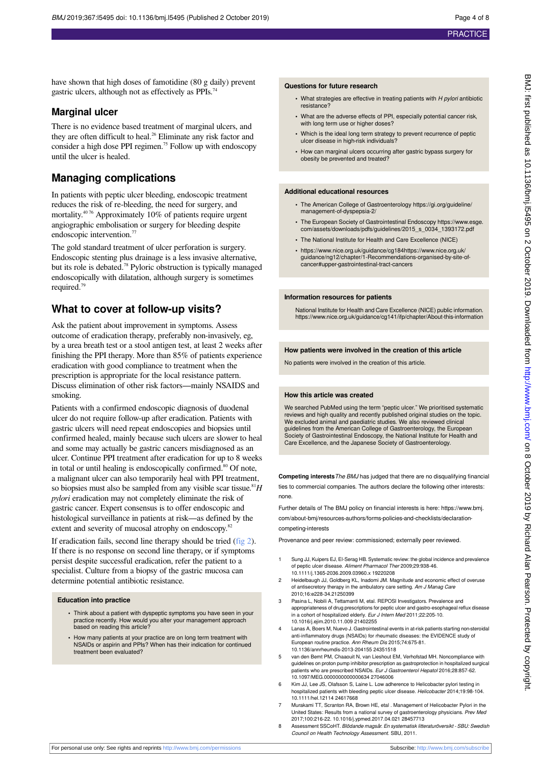have shown that high doses of famotidine (80 g daily) prevent gastric ulcers, although not as effectively as PPIs.[74]

## Marginal ulcer

There is no evidence based treatment of marginal ulcers, and they are often difficult to heal.[26] Eliminate any risk factor and consider a high dose PPI regimen.[75] Follow up with endoscopy until the ulcer is healed.

## Managing complications

In patients with peptic ulcer bleeding, endoscopic treatment reduces the risk of re-bleeding, the need for surgery, and mortality.[40 76] Approximately 10% of patients require urgent angiographic embolisation or surgery for bleeding despite endoscopic intervention.[77]

The gold standard treatment of ulcer perforation is surgery. Endoscopic stenting plus drainage is a less invasive alternative, but its role is debated.[78] Pyloric obstruction is typically managed endoscopically with dilatation, although surgery is sometimes required.[79]

## What to cover at follow-up visits?

Ask the patient about improvement in symptoms. Assess outcome of eradication therapy, preferably non-invasively, eg, by a urea breath test or a stool antigen test, at least 2 weeks after finishing the PPI therapy. More than 85% of patients experience eradication with good compliance to treatment when the prescription is appropriate for the local resistance pattern. Discuss elimination of other risk factors—mainly NSAIDS and smoking.

Patients with a confirmed endoscopic diagnosis of duodenal ulcer do not require follow-up after eradication. Patients with gastric ulcers will need repeat endoscopies and biopsies until confirmed healed, mainly because such ulcers are slower to heal and some may actually be gastric cancers misdiagnosed as an ulcer. Continue PPI treatment after eradication for up to 8 weeks in total or until healing is endoscopically confirmed.[80] Of note, a malignant ulcer can also temporarily heal with PPI treatment, so biopsies must also be sampled from any visible scar tissue.[81] *H pylori* eradication may not completely eliminate the risk of gastric cancer. Expert consensus is to offer endoscopic and histological surveillance in patients at risk—as defined by the extent and severity of mucosal atrophy on endoscopy.[82]

If eradication fails, second line therapy should be tried (fig 2). If there is no response on second line therapy, or if symptoms persist despite successful eradication, refer the patient to a specialist. Culture from a biopsy of the gastric mucosa can determine potential antibiotic resistance.

### Education into practice

- Think about a patient with dyspeptic symptoms you have seen in your practice recently. How would you alter your management approach based on reading this article?
- How many patients at your practice are on long term treatment with NSAIDs or aspirin and PPIs? When has their indication for continued treatment been evaluated?

### Questions for future research

- What strategies are effective in treating patients with *H pylori* antibiotic resistance?
- What are the adverse effects of PPI, especially potential cancer risk, with long term use or higher doses?
- Which is the ideal long term strategy to prevent recurrence of peptic ulcer disease in high-risk individuals?
- How can marginal ulcers occurring after gastric bypass surgery for obesity be prevented and treated?

### Additional educational resources

- The American College of Gastroenterology https://gi.org/guideline/management-of-dyspepsia-2/
- The European Society of Gastrointestinal Endoscopy https://www.esge.com/assets/downloads/pdfs/guidelines/2015_s_0034_1393172.pdf
- The National Institute for Health and Care Excellence (NICE)
- https://www.nice.org.uk/guidance/cg184https://www.nice.org.uk/guidance/ng12/chapter/1-Recommendations-organised-by-site-of-cancer#upper-gastrointestinal-tract-cancers

### Information resources for patients

National Institute for Health and Care Excellence (NICE) public information. https://www.nice.org.uk/guidance/cg141/ifp/chapter/About-this-information

### How patients were involved in the creation of this article

No patients were involved in the creation of this article.

### How this article was created

We searched PubMed using the term "peptic ulcer." We prioritised systematic reviews and high quality and recently published original studies on the topic. We excluded animal and paediatric studies. We also reviewed clinical guidelines from the American College of Gastroenterology, the European Society of Gastrointestinal Endoscopy, the National Institute for Health and Care Excellence, and the Japanese Society of Gastroenterology.

**Competing interests** *The BMJ* has judged that there are no disqualifying financial ties to commercial companies. The authors declare the following other interests: none.

Further details of The BMJ policy on financial interests is here: https://www.bmj.com/about-bmj/resources-authors/forms-policies-and-checklists/declaration-competing-interests

Provenance and peer review: commissioned; externally peer reviewed.

1. Sung JJ, Kuipers EJ, El-Serag HB. Systematic review: the global incidence and prevalence of peptic ulcer disease. *Aliment Pharmacol Ther* 2009;29:938-46. 10.1111/j.1365-2036.2009.03960.x 19220208
2. Heidelbaugh JJ, Goldberg KL, Inadomi JM. Magnitude and economic effect of overuse of antisecretory therapy in the ambulatory care setting. *Am J Manag Care* 2010;16:e228-34.21250399
3. Pasina L, Nobili A, Tettamanti M, etal. REPOSI Investigators. Prevalence and appropriateness of drug prescriptions for peptic ulcer and gastro-esophageal reflux disease in a cohort of hospitalized elderly. *Eur J Intern Med* 2011;22:205-10. 10.1016/j.ejim.2010.11.009 21402255
4. Lanas A, Boers M, Nuevo J. Gastrointestinal events in at-risk patients starting non-steroidal anti-inflammatory drugs (NSAIDs) for rheumatic diseases: the EVIDENCE study of European routine practice. *Ann Rheum Dis* 2015;74:675-81. 10.1136/annrheumdis-2013-204155 24351518
5. van den Bemt PM, Chaaouit N, van Lieshout EM, Verhofstad MH. Noncompliance with guidelines on proton pump inhibitor prescription as gastroprotection in hospitalized surgical patients who are prescribed NSAIDs. *Eur J Gastroenterol Hepatol* 2016;28:857-62. 10.1097/MEG.0000000000000634 27046006
6. Kim JJ, Lee JS, Olafsson S, Laine L. Low adherence to Helicobacter pylori testing in hospitalized patients with bleeding peptic ulcer disease. *Helicobacter* 2014;19:98-104. 10.1111/hel.12114 24617668
7. Murakami TT, Scranton RA, Brown HE, etal . Management of Helicobacter Pylori in the United States: Results from a national survey of gastroenterology physicians. *Prev Med* 2017;100:216-22. 10.1016/j.ypmed.2017.04.021 28457713
8. Assessment SSCoHT. *Blödande magsår. En systematisk litteraturöversikt - SBU: Swedish Council on Health Technology Assessment.* SBU, 2011.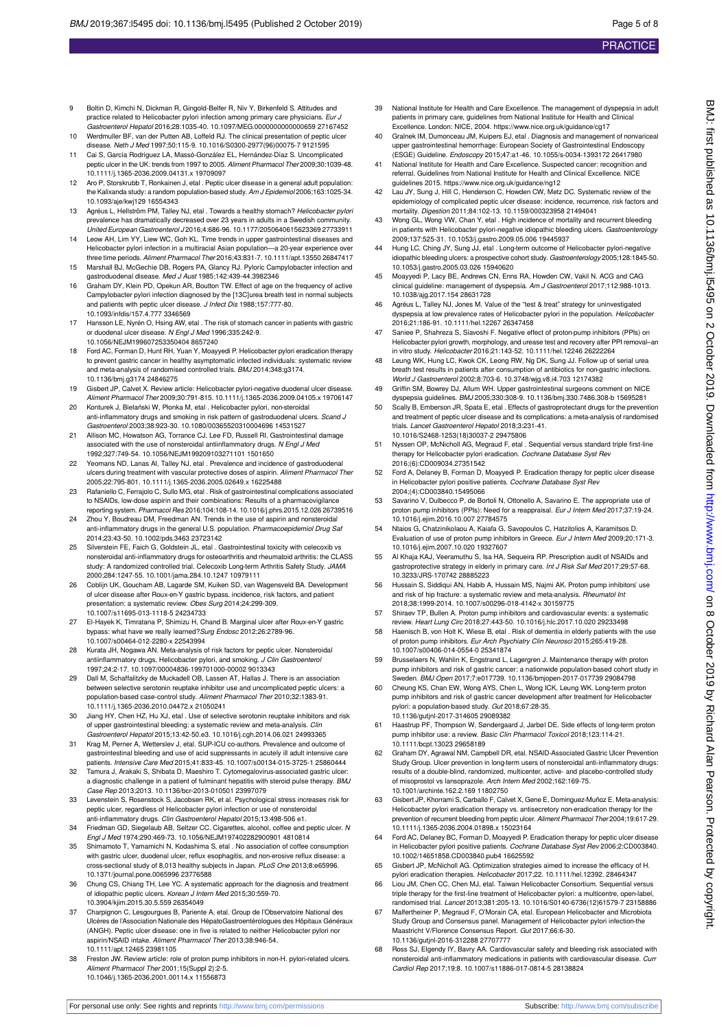9 Boltin D, Kimchi N, Dickman R, Gingold-Belfer R, Niv Y, Birkenfeld S. Attitudes and practice related to Helicobacter pylori infection among primary care physicians. *Eur J Gastroenterol Hepatol* 2016;28:1035-40. 10.1097/MEG.0000000000000659 27167452

10 Werdmuller BF, van der Putten AB, Loffeld RJ. The clinical presentation of peptic ulcer disease. *Neth J Med* 1997;50:115-9. 10.1016/S0300-2977(96)00075-7 9121595

11 Cai S, García Rodríguez LA, Massó-González EL, Hernández-Díaz S. Uncomplicated peptic ulcer in the UK: trends from 1997 to 2005. *Aliment Pharmacol Ther* 2009;30:1039-48. 10.1111/j.1365-2036.2009.04131.x 19709097

12 Aro P, Storskrubb T, Ronkainen J, etal . Peptic ulcer disease in a general adult population: the Kalixanda study: a random population-based study. *Am J Epidemiol* 2006;163:1025-34. 10.1093/aje/kwj129 16554343

13 Agréus L, Hellström PM, Talley NJ, etal . Towards a healthy stomach? *Helicobacter pylori* prevalence has dramatically decreased over 23 years in adults in a Swedish community. *United European Gastroenterol J* 2016;4:686-96. 10.1177/2050640615623369 27733911

14 Leow AH, Lim YY, Liew WC, Goh KL. Time trends in upper gastrointestinal diseases and Helicobacter pylori infection in a multiracial Asian population—a 20-year experience over three time periods. *Aliment Pharmacol Ther* 2016;43:831-7. 10.1111/apt.13550 26847417

15 Marshall BJ, McGechie DB, Rogers PA, Glancy RJ. Pyloric Campylobacter infection and gastroduodenal disease. *Med J Aust* 1985;142:439-44.3982346

16 Graham DY, Klein PD, Opekun AR, Boutton TW. Effect of age on the frequency of active Campylobacter pylori infection diagnosed by the [13C]urea breath test in normal subjects and patients with peptic ulcer disease. *J Infect Dis* 1988;157:777-80. 10.1093/infdis/157.4.777 3346569

17 Hansson LE, Nyrén O, Hsing AW, etal . The risk of stomach cancer in patients with gastric or duodenal ulcer disease. *N Engl J Med* 1996;335:242-9. 10.1056/NEJM199607253350404 8657240

18 Ford AC, Forman D, Hunt RH, Yuan Y, Moayyedi P. Helicobacter pylori eradication therapy to prevent gastric cancer in healthy asymptomatic infected individuals: systematic review and meta-analysis of randomised controlled trials. *BMJ* 2014;348:g3174. 10.1136/bmj.g3174 24846275

19 Gisbert JP, Calvet X. Review article: Helicobacter pylori-negative duodenal ulcer disease. *Aliment Pharmacol Ther* 2009;30:791-815. 10.1111/j.1365-2036.2009.04105.x 19706147

20 Konturek J, Bielański W, Płonka M, etal . Helicobacter pylori, non-steroidal anti-inflammatory drugs and smoking in risk pattern of gastroduodenal ulcers. *Scand J Gastroenterol* 2003;38:923-30. 10.1080/00365520310004696 14531527

21 Allison MC, Howatson AG, Torrance CJ, Lee FD, Russell RI. Gastrointestinal damage associated with the use of nonsteroidal antiinflammatory drugs. *N Engl J Med* 1992;327:749-54. 10.1056/NEJM199209103271101 1501650

22 Yeomans ND, Lanas AI, Talley NJ, etal . Prevalence and incidence of gastroduodenal ulcers during treatment with vascular protective doses of aspirin. *Aliment Pharmacol Ther* 2005;22:795-801. 10.1111/j.1365-2036.2005.02649.x 16225488

23 Rafaniello C, Ferrajolo C, Sullo MG, etal . Risk of gastrointestinal complications associated to NSAIDs, low-dose aspirin and their combinations: Results of a pharmacovigilance reporting system. *Pharmacol Res* 2016;104:108-14. 10.1016/j.phrs.2015.12.026 26739516

24 Zhou Y, Boudreau DM, Freedman AN. Trends in the use of aspirin and nonsteroidal anti-inflammatory drugs in the general U.S. population. *Pharmacoepidemiol Drug Saf* 2014;23:43-50. 10.1002/pds.3463 23723142

25 Silverstein FE, Faich G, Goldstein JL, etal . Gastrointestinal toxicity with celecoxib vs nonsteroidal anti-inflammatory drugs for osteoarthritis and rheumatoid arthritis: the CLASS study: A randomized controlled trial. Celecoxib Long-term Arthritis Safety Study. *JAMA* 2000;284:1247-55. 10.1001/jama.284.10.1247 10979111

26 Coblijn UK, Goucham AB, Lagarde SM, Kuiken SD, van Wagensveld BA. Development of ulcer disease after Roux-en-Y gastric bypass, incidence, risk factors, and patient presentation: a systematic review. *Obes Surg* 2014;24:299-309. 10.1007/s11695-013-1118-5 24234733

27 El-Hayek K, Timratana P, Shimizu H, Chand B. Marginal ulcer after Roux-en-Y gastric bypass: what have we really learned?*Surg Endosc* 2012;26:2789-96. 10.1007/s00464-012-2280-x 22543994

28 Kurata JH, Nogawa AN. Meta-analysis of risk factors for peptic ulcer. Nonsteroidal antiinflammatory drugs, Helicobacter pylori, and smoking. *J Clin Gastroenterol* 1997;24:2-17. 10.1097/00004836-199701000-00002 9013343

29 Dall M, Schaffalitzky de Muckadell OB, Lassen AT, Hallas J. There is an association between selective serotonin reuptake inhibitor use and uncomplicated peptic ulcers: a population-based case-control study. *Aliment Pharmacol Ther* 2010;32:1383-91. 10.1111/j.1365-2036.2010.04472.x 21050241

30 Jiang HY, Chen HZ, Hu XJ, etal . Use of selective serotonin reuptake inhibitors and risk of upper gastrointestinal bleeding: a systematic review and meta-analysis. *Clin Gastroenterol Hepatol* 2015;13:42-50.e3. 10.1016/j.cgh.2014.06.021 24993365

31 Krag M, Perner A, Wetterslev J, etal. SUP-ICU co-authors. Prevalence and outcome of gastrointestinal bleeding and use of acid suppressants in acutely ill adult intensive care patients. *Intensive Care Med* 2015;41:833-45. 10.1007/s00134-015-3725-1 25860444

32 Tamura J, Arakaki S, Shibata D, Maeshiro T. Cytomegalovirus-associated gastric ulcer: a diagnostic challenge in a patient of fulminant hepatitis with steroid pulse therapy. *BMJ Case Rep* 2013;2013. 10.1136/bcr-2013-010501 23997079

33 Levenstein S, Rosenstock S, Jacobsen RK, et al. Psychological stress increases risk for peptic ulcer, regardless of Helicobacter pylori infection or use of nonsteroidal anti-inflammatory drugs. *Clin Gastroenterol Hepatol* 2015;13:498-506 e1.

34 Friedman GD, Siegelaub AB, Seltzer CC. Cigarettes, alcohol, coffee and peptic ulcer. *N Engl J Med* 1974;290:469-73. 10.1056/NEJM197402282900901 4810814

35 Shimamoto T, Yamamichi N, Kodashima S, etal . No association of coffee consumption with gastric ulcer, duodenal ulcer, reflux esophagitis, and non-erosive reflux disease: a cross-sectional study of 8,013 healthy subjects in Japan. *PLoS One* 2013;8:e65996. 10.1371/journal.pone.0065996 23776588

36 Chung CS, Chiang TH, Lee YC. A systematic approach for the diagnosis and treatment of idiopathic peptic ulcers. *Korean J Intern Med* 2015;30:559-70. 10.3904/kjim.2015.30.5.559 26354049

37 Charpignon C, Lesgourgues B, Pariente A, etal. Groupe de l'Observatoire National des Ulcères de l'Association Nationale des HépatoGastroentérologues des Hôpitaux Généraux (ANGH). Peptic ulcer disease: one in five is related to neither Helicobacter pylori nor aspirin/NSAID intake. *Aliment Pharmacol Ther* 2013;38:946-54. 10.1111/apt.12465 23981105

38 Freston JW. Review article: role of proton pump inhibitors in non-H. pylori-related ulcers. *Aliment Pharmacol Ther* 2001;15(Suppl 2):2-5. 10.1046/j.1365-2036.2001.00114.x 11556873

39 National Institute for Health and Care Excellence. The management of dyspepsia in adult patients in primary care, guidelines from National Institute for Health and Clinical Excellence. London: NICE, 2004. https://www.nice.org.uk/guidance/cg17

40 Gralnek IM, Dumonceau JM, Kuipers EJ, etal . Diagnosis and management of nonvariceal upper gastrointestinal hemorrhage: European Society of Gastrointestinal Endoscopy (ESGE) Guideline. *Endoscopy* 2015;47:a1-46. 10.1055/s-0034-1393172 26417980

41 National Institute for Health and Care Excellence. Suspected cancer: recognition and referral. Guidelines from National Institute for Health and Clinical Excellence. NICE guidelines 2015. https://www.nice.org.uk/guidance/ng12

42 Lau JY, Sung J, Hill C, Henderson C, Howden CW, Metz DC. Systematic review of the epidemiology of complicated peptic ulcer disease: incidence, recurrence, risk factors and mortality. *Digestion* 2011;84:102-13. 10.1159/000323958 21494041

43 Wong GL, Wong VW, Chan Y, etal . High incidence of mortality and recurrent bleeding in patients with Helicobacter pylori-negative idiopathic bleeding ulcers. *Gastroenterology* 2009;137:525-31. 10.1053/j.gastro.2009.05.006 19445937

44 Hung LC, Ching JY, Sung JJ, etal . Long-term outcome of Helicobacter pylori-negative idiopathic bleeding ulcers: a prospective cohort study. *Gastroenterology* 2005;128:1845-50. 10.1053/j.gastro.2005.03.026 15940620

45 Moayyedi P, Lacy BE, Andrews CN, Enns RA, Howden CW, Vakil N. ACG and CAG clinical guideline: management of dyspepsia. *Am J Gastroenterol* 2017;112:988-1013. 10.1038/ajg.2017.154 28631728

46 Agréus L, Talley NJ, Jones M. Value of the "test & treat" strategy for uninvestigated dyspepsia at low prevalence rates of Helicobacter pylori in the population. *Helicobacter* 2016;21:186-91. 10.1111/hel.12267 26347458

47 Saniee P, Shahreza S, Siavoshi F. Negative effect of proton-pump inhibitors (PPIs) on Helicobacter pylori growth, morphology, and urease test and recovery after PPI removal–an in vitro study. *Helicobacter* 2016;21:143-52. 10.1111/hel.12246 26222264

48 Leung WK, Hung LC, Kwok CK, Leong RW, Ng DK, Sung JJ. Follow up of serial urea breath test results in patients after consumption of antibiotics for non-gastric infections. *World J Gastroenterol* 2002;8:703-6. 10.3748/wjg.v8.i4.703 12174382

49 Griffin SM, Bowrey DJ, Allum WH. Upper gastrointestinal surgeons comment on NICE dyspepsia guidelines. *BMJ* 2005;330:308-9. 10.1136/bmj.330.7486.308-b 15695281

50 Scally B, Emberson JR, Spata E, etal . Effects of gastroprotectant drugs for the prevention and treatment of peptic ulcer disease and its complications: a meta-analysis of randomised trials. *Lancet Gastroenterol Hepatol* 2018;3:231-41. 10.1016/S2468-1253(18)30037-2 29475806

51 Nyssen OP, McNicholl AG, Megraud F, etal . Sequential versus standard triple first-line therapy for Helicobacter pylori eradication. *Cochrane Database Syst Rev* 2016;(6):CD009034.27351542

52 Ford A, Delaney B, Forman D, Moayyedi P. Eradication therapy for peptic ulcer disease in Helicobacter pylori positive patients. *Cochrane Database Syst Rev* 2004;(4):CD003840.15495066

53 Savarino V, Dulbecco P, de Bortoli N, Ottonello A, Savarino E. The appropriate use of proton pump inhibitors (PPIs): Need for a reappraisal. *Eur J Intern Med* 2017;37:19-24. 10.1016/j.ejim.2016.10.007 27784575

54 Ntaios G, Chatzinikolaou A, Kaiafa G, Savopoulos C, Hatzitolios A, Karamitsos D. Evaluation of use of proton pump inhibitors in Greece. *Eur J Intern Med* 2009;20:171-3. 10.1016/j.ejim.2007.10.020 19327607

55 Al Khaja KAJ, Veeramuthu S, Isa HA, Sequeira RP. Prescription audit of NSAIDs and gastroprotective strategy in elderly in primary care. *Int J Risk Saf Med* 2017;29:57-68. 10.3233/JRS-170742 28885223

56 Hussain S, Siddiqui AN, Habib A, Hussain MS, Najmi AK. Proton pump inhibitors' use and risk of hip fracture: a systematic review and meta-analysis. *Rheumatol Int* 2018;38:1999-2014. 10.1007/s00296-018-4142-x 30159775

57 Shiraev TP, Bullen A. Proton pump inhibitors and cardiovascular events: a systematic review. *Heart Lung Circ* 2018;27:443-50. 10.1016/j.hlc.2017.10.020 29233498

58 Haenisch B, von Holt K, Wiese B, etal . Risk of dementia in elderly patients with the use of proton pump inhibitors. *Eur Arch Psychiatry Clin Neurosci* 2015;265:419-28. 10.1007/s00406-014-0554-0 25341874

59 Brusselaers N, Wahlin K, Engstrand L, Lagergren J. Maintenance therapy with proton pump inhibitors and risk of gastric cancer: a nationwide population-based cohort study in Sweden. *BMJ Open* 2017;7:e017739. 10.1136/bmjopen-2017-017739 29084798

60 Cheung KS, Chan EW, Wong AYS, Chen L, Wong ICK, Leung WK. Long-term proton pump inhibitors and risk of gastric cancer development after treatment for Helicobacter pylori: a population-based study. *Gut* 2018;67:28-35. 10.1136/gutjnl-2017-314605 29089382

61 Haastrup PF, Thompson W, Søndergaard J, Jarbøl DE. Side effects of long-term proton pump inhibitor use: a review. *Basic Clin Pharmacol Toxicol* 2018;123:114-21. 10.1111/bcpt.13023 29658189

62 Graham DY, Agrawal NM, Campbell DR, etal. NSAID-Associated Gastric Ulcer Prevention Study Group. Ulcer prevention in long-term users of nonsteroidal anti-inflammatory drugs: results of a double-blind, randomized, multicenter, active- and placebo-controlled study of misoprostol vs lansoprazole. *Arch Intern Med* 2002;162:169-75. 10.1001/archinte.162.2.169 11802750

63 Gisbert JP, Khorrami S, Carballo F, Calvet X, Gene E, Dominguez-Muñoz E. Meta-analysis: Helicobacter pylori eradication therapy vs. antisecretory non-eradication therapy for the prevention of recurrent bleeding from peptic ulcer. *Aliment Pharmacol Ther* 2004;19:617-29. 10.1111/j.1365-2036.2004.01898.x 15023164

64 Ford AC, Delaney BC, Forman D, Moayyedi P. Eradication therapy for peptic ulcer disease in Helicobacter pylori positive patients. *Cochrane Database Syst Rev* 2006;2:CD003840. 10.1002/14651858.CD003840.pub4 16625592

65 Gisbert JP, McNicholl AG. Optimization strategies aimed to increase the efficacy of H. pylori eradication therapies. *Helicobacter* 2017;22. 10.1111/hel.12392. 28464347

66 Liou JM, Chen CC, Chen MJ, etal. Taiwan Helicobacter Consortium. Sequential versus triple therapy for the first-line treatment of Helicobacter pylori: a multicentre, open-label, randomised trial. *Lancet* 2013;381:205-13. 10.1016/S0140-6736(12)61579-7 23158886

67 Malfertheiner P, Megraud F, O'Morain CA, etal. European Helicobacter and Microbiota Study Group and Consensus panel. Management of Helicobacter pylori infection-the Maastricht V/Florence Consensus Report. *Gut* 2017;66:6-30. 10.1136/gutjnl-2016-312288 27707777

68 Ross SJ, Elgendy IY, Bavry AA. Cardiovascular safety and bleeding risk associated with nonsteroidal anti-inflammatory medications in patients with cardiovascular disease. *Curr Cardiol Rep* 2017;19:8. 10.1007/s11886-017-0814-5 28138824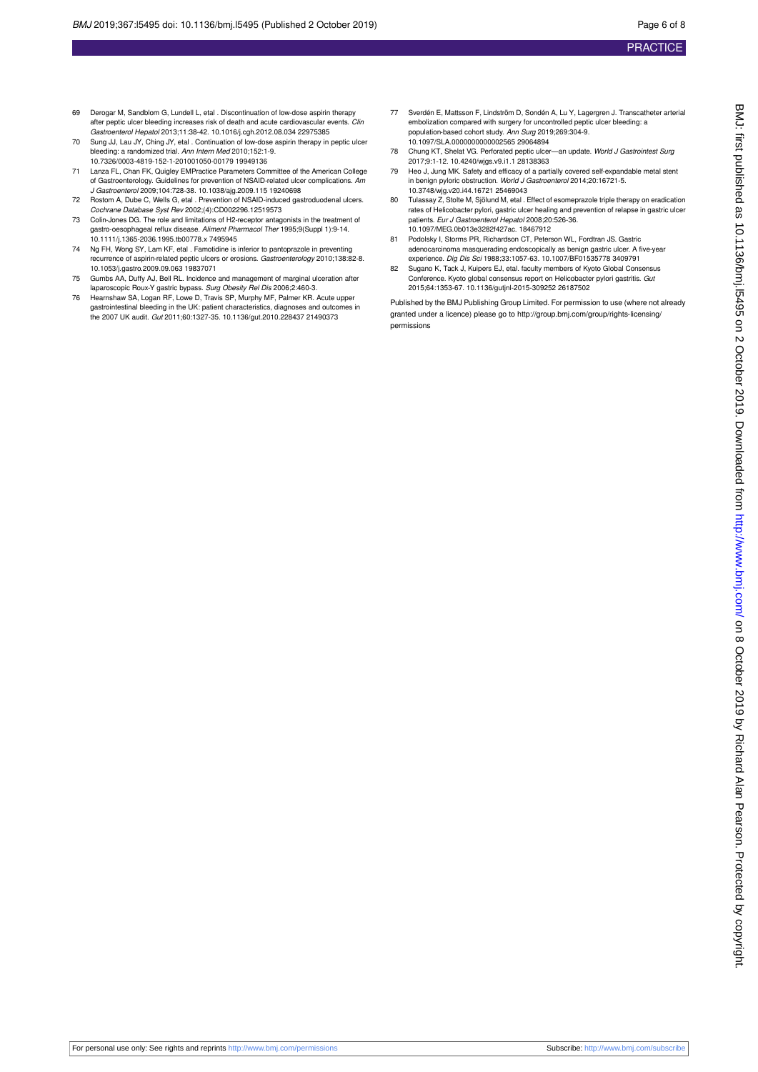69 Derogar M, Sandblom G, Lundell L, etal . Discontinuation of low-dose aspirin therapy after peptic ulcer bleeding increases risk of death and acute cardiovascular events. *Clin Gastroenterol Hepatol* 2013;11:38-42. 10.1016/j.cgh.2012.08.034 22975385

70 Sung JJ, Lau JY, Ching JY, etal . Continuation of low-dose aspirin therapy in peptic ulcer bleeding: a randomized trial. *Ann Intern Med* 2010;152:1-9. 10.7326/0003-4819-152-1-201001050-00179 19949136

71 Lanza FL, Chan FK, Quigley EMPractice Parameters Committee of the American College of Gastroenterology. Guidelines for prevention of NSAID-related ulcer complications. *Am J Gastroenterol* 2009;104:728-38. 10.1038/ajg.2009.115 19240698

72 Rostom A, Dube C, Wells G, etal . Prevention of NSAID-induced gastroduodenal ulcers. *Cochrane Database Syst Rev* 2002;(4):CD002296.12519573

73 Colin-Jones DG. The role and limitations of H2-receptor antagonists in the treatment of gastro-oesophageal reflux disease. *Aliment Pharmacol Ther* 1995;9(Suppl 1):9-14. 10.1111/j.1365-2036.1995.tb00778.x 7495945

74 Ng FH, Wong SY, Lam KF, etal . Famotidine is inferior to pantoprazole in preventing recurrence of aspirin-related peptic ulcers or erosions. *Gastroenterology* 2010;138:82-8. 10.1053/j.gastro.2009.09.063 19837071

75 Gumbs AA, Duffy AJ, Bell RL. Incidence and management of marginal ulceration after laparoscopic Roux-Y gastric bypass. *Surg Obesity Rel Dis* 2006;2:460-3.

76 Hearnshaw SA, Logan RF, Lowe D, Travis SP, Murphy MF, Palmer KR. Acute upper gastrointestinal bleeding in the UK: patient characteristics, diagnoses and outcomes in the 2007 UK audit. *Gut* 2011;60:1327-35. 10.1136/gut.2010.228437 21490373

77 Sverdén E, Mattsson F, Lindström D, Sondén A, Lu Y, Lagergren J. Transcatheter arterial embolization compared with surgery for uncontrolled peptic ulcer bleeding: a population-based cohort study. *Ann Surg* 2019;269:304-9. 10.1097/SLA.0000000000002565 29064894

78 Chung KT, Shelat VG. Perforated peptic ulcer—an update. *World J Gastrointest Surg* 2017;9:1-12. 10.4240/wjgs.v9.i1.1 28138363

79 Heo J, Jung MK. Safety and efficacy of a partially covered self-expandable metal stent in benign pyloric obstruction. *World J Gastroenterol* 2014;20:16721-5. 10.3748/wjg.v20.i44.16721 25469043

80 Tulassay Z, Stolte M, Sjölund M, etal . Effect of esomeprazole triple therapy on eradication rates of Helicobacter pylori, gastric ulcer healing and prevention of relapse in gastric ulcer patients. *Eur J Gastroenterol Hepatol* 2008;20:526-36. 10.1097/MEG.0b013e3282f427ac. 18467912

81 Podolsky I, Storms PR, Richardson CT, Peterson WL, Fordtran JS. Gastric adenocarcinoma masquerading endoscopically as benign gastric ulcer. A five-year experience. *Dig Dis Sci* 1988;33:1057-63. 10.1007/BF01535778 3409791

82 Sugano K, Tack J, Kuipers EJ, etal. faculty members of Kyoto Global Consensus Conference. Kyoto global consensus report on Helicobacter pylori gastritis. *Gut* 2015;64:1353-67. 10.1136/gutjnl-2015-309252 26187502

Published by the BMJ Publishing Group Limited. For permission to use (where not already granted under a licence) please go to http://group.bmj.com/group/rights-licensing/permissions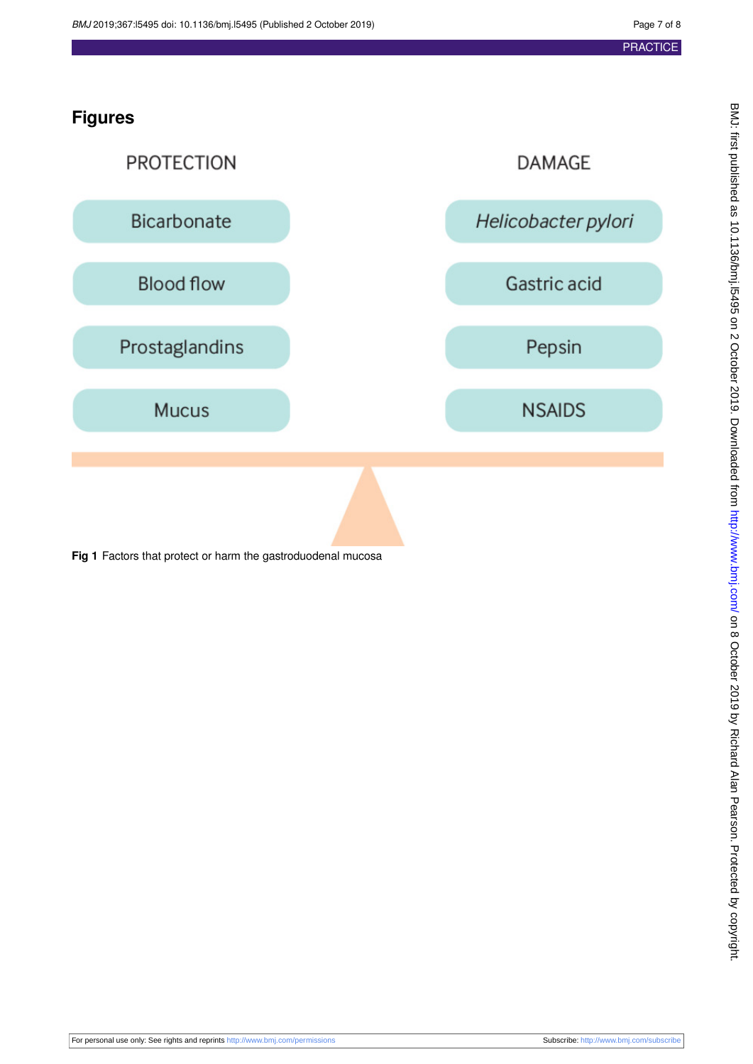## Figures

| PROTECTION | DAMAGE |
| --- | --- |
| Bicarbonate | *Helicobacter pylori* |
| Blood flow | Gastric acid |
| Prostaglandins | Pepsin |
| Mucus | NSAIDS |

**Fig 1** Factors that protect or harm the gastroduodenal mucosa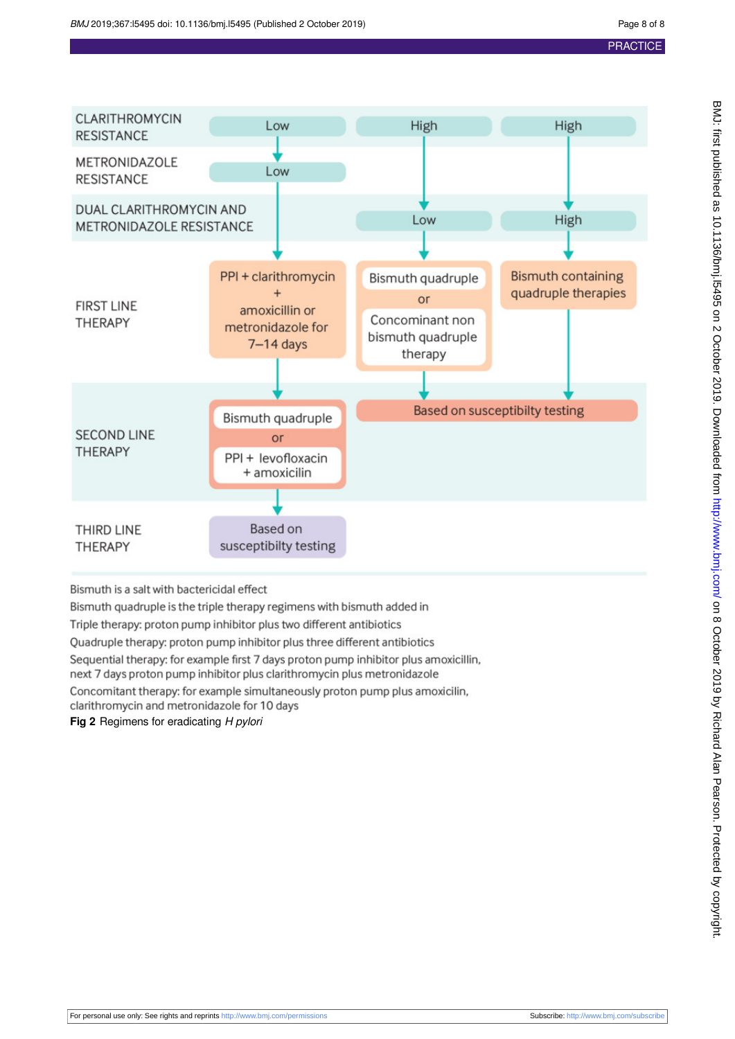CLARITHROMYCIN RESISTANCE
Low
High
High

METRONIDAZOLE RESISTANCE
Low

DUAL CLARITHROMYCIN AND METRONIDAZOLE RESISTANCE
Low
High

FIRST LINE THERAPY
PPI + clarithromycin + amoxicillin or metronidazole for 7–14 days
Bismuth quadruple or Concominant non bismuth quadruple therapy
Bismuth containing quadruple therapies

SECOND LINE THERAPY
Bismuth quadruple or PPI + levofloxacin + amoxicilin
Based on susceptibilty testing

THIRD LINE THERAPY
Based on susceptibilty testing

Bismuth is a salt with bactericidal effect
Bismuth quadruple is the triple therapy regimens with bismuth added in
Triple therapy: proton pump inhibitor plus two different antibiotics
Quadruple therapy: proton pump inhibitor plus three different antibiotics
Sequential therapy: for example first 7 days proton pump inhibitor plus amoxicillin, next 7 days proton pump inhibitor plus clarithromycin plus metronidazole
Concomitant therapy: for example simultaneously proton pump plus amoxicilin, clarithromycin and metronidazole for 10 days

**Fig 2** Regimens for eradicating *H pylori*